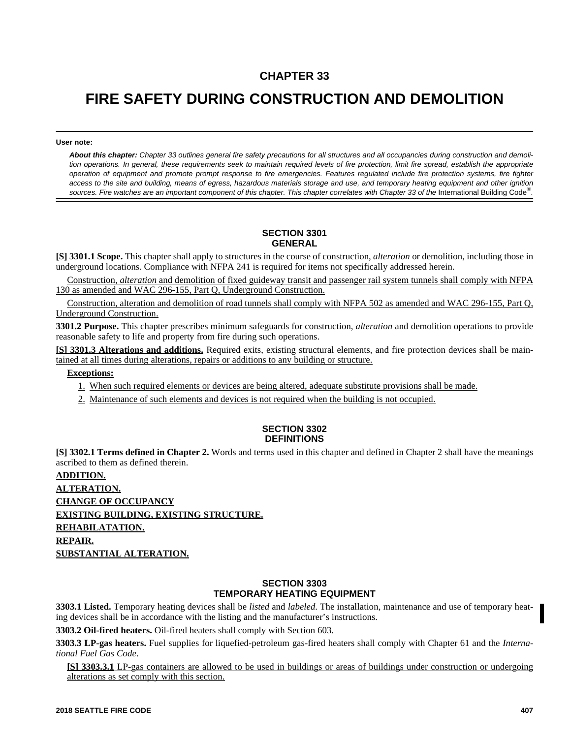# CHAPTER 33

# FIRE SAFETY DURING CONSTRUCTION AND DEMOLITION

**User note:**

***About this chapter:*** *Chapter 33 outlines general fire safety precautions for all structures and all occupancies during construction and demolition operations. In general, these requirements seek to maintain required levels of fire protection, limit fire spread, establish the appropriate operation of equipment and promote prompt response to fire emergencies. Features regulated include fire protection systems, fire fighter access to the site and building, means of egress, hazardous materials storage and use, and temporary heating equipment and other ignition sources. Fire watches are an important component of this chapter. This chapter correlates with Chapter 33 of the* International Building Code®.

## SECTION 3301 GENERAL

**[S] 3301.1 Scope.** This chapter shall apply to structures in the course of construction, *alteration* or demolition, including those in underground locations. Compliance with NFPA 241 is required for items not specifically addressed herein.

Construction, *alteration* and demolition of fixed guideway transit and passenger rail system tunnels shall comply with NFPA 130 as amended and WAC 296-155, Part Q, Underground Construction.

Construction, alteration and demolition of road tunnels shall comply with NFPA 502 as amended and WAC 296-155, Part Q, Underground Construction.

**3301.2 Purpose.** This chapter prescribes minimum safeguards for construction, *alteration* and demolition operations to provide reasonable safety to life and property from fire during such operations.

**[S] 3301.3 Alterations and additions.** Required exits, existing structural elements, and fire protection devices shall be maintained at all times during alterations, repairs or additions to any building or structure.

**Exceptions:**

1. When such required elements or devices are being altered, adequate substitute provisions shall be made.
2. Maintenance of such elements and devices is not required when the building is not occupied.

## SECTION 3302 DEFINITIONS

**[S] 3302.1 Terms defined in Chapter 2.** Words and terms used in this chapter and defined in Chapter 2 shall have the meanings ascribed to them as defined therein.

**ADDITION.**

**ALTERATION.**

**CHANGE OF OCCUPANCY**

**EXISTING BUILDING, EXISTING STRUCTURE.**

**REHABILATATION.**

**REPAIR.**

**SUBSTANTIAL ALTERATION.**

## SECTION 3303 TEMPORARY HEATING EQUIPMENT

**3303.1 Listed.** Temporary heating devices shall be *listed* and *labeled*. The installation, maintenance and use of temporary heating devices shall be in accordance with the listing and the manufacturer's instructions.

**3303.2 Oil-fired heaters.** Oil-fired heaters shall comply with Section 603.

**3303.3 LP-gas heaters.** Fuel supplies for liquefied-petroleum gas-fired heaters shall comply with Chapter 61 and the *International Fuel Gas Code*.

**[S] 3303.3.1** LP-gas containers are allowed to be used in buildings or areas of buildings under construction or undergoing alterations as set comply with this section.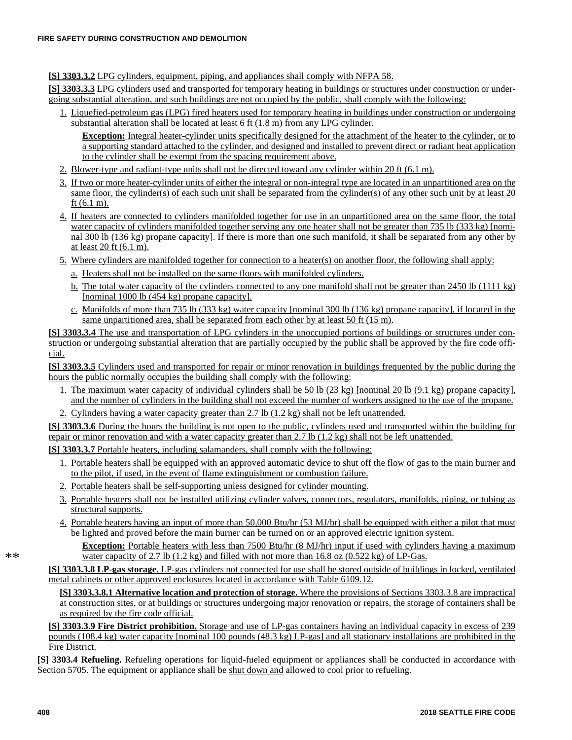**[S] 3303.3.2** LPG cylinders, equipment, piping, and appliances shall comply with NFPA 58.

**[S] 3303.3.3** LPG cylinders used and transported for temporary heating in buildings or structures under construction or undergoing substantial alteration, and such buildings are not occupied by the public, shall comply with the following:

1. Liquefied-petroleum gas (LPG) fired heaters used for temporary heating in buildings under construction or undergoing substantial alteration shall be located at least 6 ft (1.8 m) from any LPG cylinder.

   **Exception:** Integral heater-cylinder units specifically designed for the attachment of the heater to the cylinder, or to a supporting standard attached to the cylinder, and designed and installed to prevent direct or radiant heat application to the cylinder shall be exempt from the spacing requirement above.

2. Blower-type and radiant-type units shall not be directed toward any cylinder within 20 ft (6.1 m).
3. If two or more heater-cylinder units of either the integral or non-integral type are located in an unpartitioned area on the same floor, the cylinder(s) of each such unit shall be separated from the cylinder(s) of any other such unit by at least 20 ft (6.1 m).
4. If heaters are connected to cylinders manifolded together for use in an unpartitioned area on the same floor, the total water capacity of cylinders manifolded together serving any one heater shall not be greater than 735 lb (333 kg) [nominal 300 lb (136 kg) propane capacity]. If there is more than one such manifold, it shall be separated from any other by at least 20 ft (6.1 m).
5. Where cylinders are manifolded together for connection to a heater(s) on another floor, the following shall apply:
   a. Heaters shall not be installed on the same floors with manifolded cylinders.
   b. The total water capacity of the cylinders connected to any one manifold shall not be greater than 2450 lb (1111 kg) [nominal 1000 lb (454 kg) propane capacity].
   c. Manifolds of more than 735 lb (333 kg) water capacity [nominal 300 lb (136 kg) propane capacity], if located in the same unpartitioned area, shall be separated from each other by at least 50 ft (15 m).

**[S] 3303.3.4** The use and transportation of LPG cylinders in the unoccupied portions of buildings or structures under construction or undergoing substantial alteration that are partially occupied by the public shall be approved by the fire code official.

**[S] 3303.3.5** Cylinders used and transported for repair or minor renovation in buildings frequented by the public during the hours the public normally occupies the building shall comply with the following:

1. The maximum water capacity of individual cylinders shall be 50 lb (23 kg) [nominal 20 lb (9.1 kg) propane capacity], and the number of cylinders in the building shall not exceed the number of workers assigned to the use of the propane.
2. Cylinders having a water capacity greater than 2.7 lb (1.2 kg) shall not be left unattended.

**[S] 3303.3.6** During the hours the building is not open to the public, cylinders used and transported within the building for repair or minor renovation and with a water capacity greater than 2.7 lb (1.2 kg) shall not be left unattended.

**[S] 3303.3.7** Portable heaters, including salamanders, shall comply with the following:

1. Portable heaters shall be equipped with an approved automatic device to shut off the flow of gas to the main burner and to the pilot, if used, in the event of flame extinguishment or combustion failure.
2. Portable heaters shall be self-supporting unless designed for cylinder mounting.
3. Portable heaters shall not be installed utilizing cylinder valves, connectors, regulators, manifolds, piping, or tubing as structural supports.
4. Portable heaters having an input of more than 50,000 Btu/hr (53 MJ/hr) shall be equipped with either a pilot that must be lighted and proved before the main burner can be turned on or an approved electric ignition system.

   **Exception:** Portable heaters with less than 7500 Btu/hr (8 MJ/hr) input if used with cylinders having a maximum water capacity of 2.7 lb (1.2 kg) and filled with not more than 16.8 oz (0.522 kg) of LP-Gas.

**[S] 3303.3.8 LP-gas storage.** LP-gas cylinders not connected for use shall be stored outside of buildings in locked, ventilated metal cabinets or other approved enclosures located in accordance with Table 6109.12.

**[S] 3303.3.8.1 Alternative location and protection of storage.** Where the provisions of Sections 3303.3.8 are impractical at construction sites, or at buildings or structures undergoing major renovation or repairs, the storage of containers shall be as required by the fire code official.

**[S] 3303.3.9 Fire District prohibition.** Storage and use of LP-gas containers having an individual capacity in excess of 239 pounds (108.4 kg) water capacity [nominal 100 pounds (48.3 kg) LP-gas] and all stationary installations are prohibited in the Fire District.

**[S] 3303.4 Refueling.** Refueling operations for liquid-fueled equipment or appliances shall be conducted in accordance with Section 5705. The equipment or appliance shall be shut down and allowed to cool prior to refueling.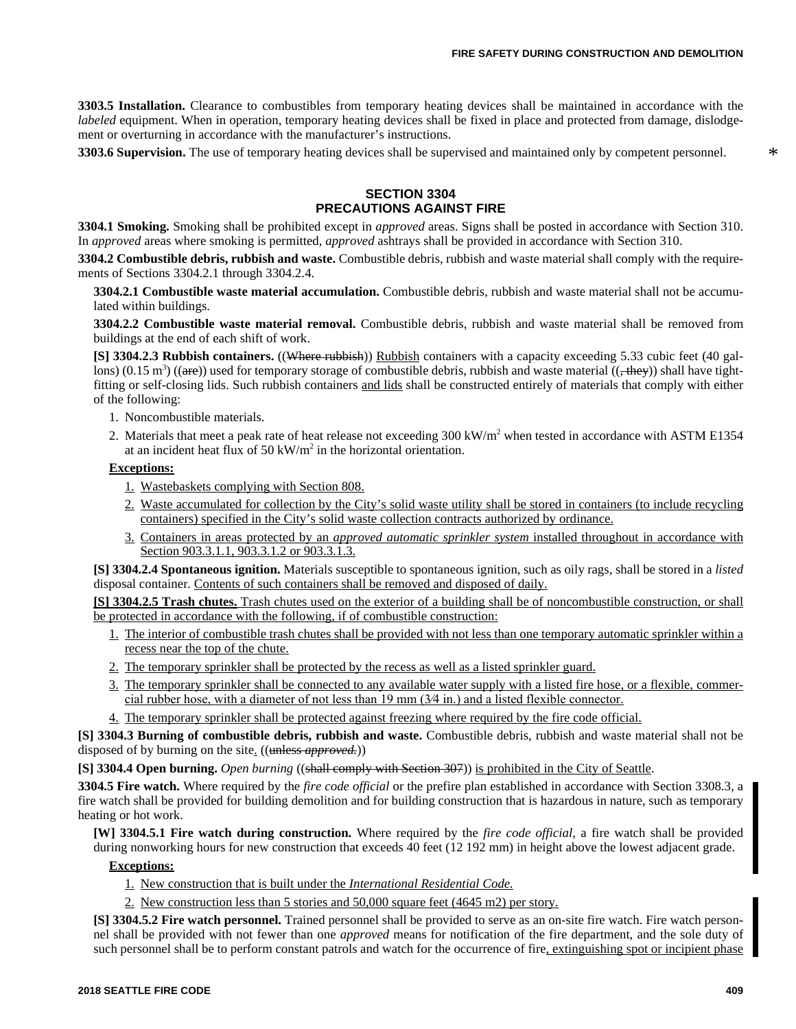**3303.5 Installation.** Clearance to combustibles from temporary heating devices shall be maintained in accordance with the *labeled* equipment. When in operation, temporary heating devices shall be fixed in place and protected from damage, dislodgement or overturning in accordance with the manufacturer's instructions.

**3303.6 Supervision.** The use of temporary heating devices shall be supervised and maintained only by competent personnel.

## SECTION 3304
## PRECAUTIONS AGAINST FIRE

**3304.1 Smoking.** Smoking shall be prohibited except in *approved* areas. Signs shall be posted in accordance with Section 310. In *approved* areas where smoking is permitted, *approved* ashtrays shall be provided in accordance with Section 310.

**3304.2 Combustible debris, rubbish and waste.** Combustible debris, rubbish and waste material shall comply with the requirements of Sections 3304.2.1 through 3304.2.4.

**3304.2.1 Combustible waste material accumulation.** Combustible debris, rubbish and waste material shall not be accumulated within buildings.

**3304.2.2 Combustible waste material removal.** Combustible debris, rubbish and waste material shall be removed from buildings at the end of each shift of work.

**[S] 3304.2.3 Rubbish containers.** ((~~Where rubbish~~)) Rubbish containers with a capacity exceeding 5.33 cubic feet (40 gallons) (0.15 $m^3$) ((~~are~~)) used for temporary storage of combustible debris, rubbish and waste material ((~~, they~~)) shall have tight-fitting or self-closing lids. Such rubbish containers and lids shall be constructed entirely of materials that comply with either of the following:

1. Noncombustible materials.
2. Materials that meet a peak rate of heat release not exceeding 300 kW/$m^2$ when tested in accordance with ASTM E1354 at an incident heat flux of 50 kW/$m^2$ in the horizontal orientation.

**Exceptions:**

1. Wastebaskets complying with Section 808.
2. Waste accumulated for collection by the City's solid waste utility shall be stored in containers (to include recycling containers) specified in the City's solid waste collection contracts authorized by ordinance.
3. Containers in areas protected by an *approved automatic sprinkler system* installed throughout in accordance with Section 903.3.1.1, 903.3.1.2 or 903.3.1.3.

**[S] 3304.2.4 Spontaneous ignition.** Materials susceptible to spontaneous ignition, such as oily rags, shall be stored in a *listed* disposal container. Contents of such containers shall be removed and disposed of daily.

**[S] 3304.2.5 Trash chutes.** Trash chutes used on the exterior of a building shall be of noncombustible construction, or shall be protected in accordance with the following, if of combustible construction:

1. The interior of combustible trash chutes shall be provided with not less than one temporary automatic sprinkler within a recess near the top of the chute.
2. The temporary sprinkler shall be protected by the recess as well as a listed sprinkler guard.
3. The temporary sprinkler shall be connected to any available water supply with a listed fire hose, or a flexible, commercial rubber hose, with a diameter of not less than 19 mm (3⁄4 in.) and a listed flexible connector.
4. The temporary sprinkler shall be protected against freezing where required by the fire code official.

**[S] 3304.3 Burning of combustible debris, rubbish and waste.** Combustible debris, rubbish and waste material shall not be disposed of by burning on the site. ((~~unless *approved*.~~))

**[S] 3304.4 Open burning.** *Open burning* ((~~shall comply with Section 307~~)) is prohibited in the City of Seattle.

**3304.5 Fire watch.** Where required by the *fire code official* or the prefire plan established in accordance with Section 3308.3, a fire watch shall be provided for building demolition and for building construction that is hazardous in nature, such as temporary heating or hot work.

**[W] 3304.5.1 Fire watch during construction.** Where required by the *fire code official*, a fire watch shall be provided during nonworking hours for new construction that exceeds 40 feet (12 192 mm) in height above the lowest adjacent grade.

**Exceptions:**

1. New construction that is built under the *International Residential Code.*
2. New construction less than 5 stories and 50,000 square feet (4645 m2) per story.

**[S] 3304.5.2 Fire watch personnel.** Trained personnel shall be provided to serve as an on-site fire watch. Fire watch personnel shall be provided with not fewer than one *approved* means for notification of the fire department, and the sole duty of such personnel shall be to perform constant patrols and watch for the occurrence of fire, extinguishing spot or incipient phase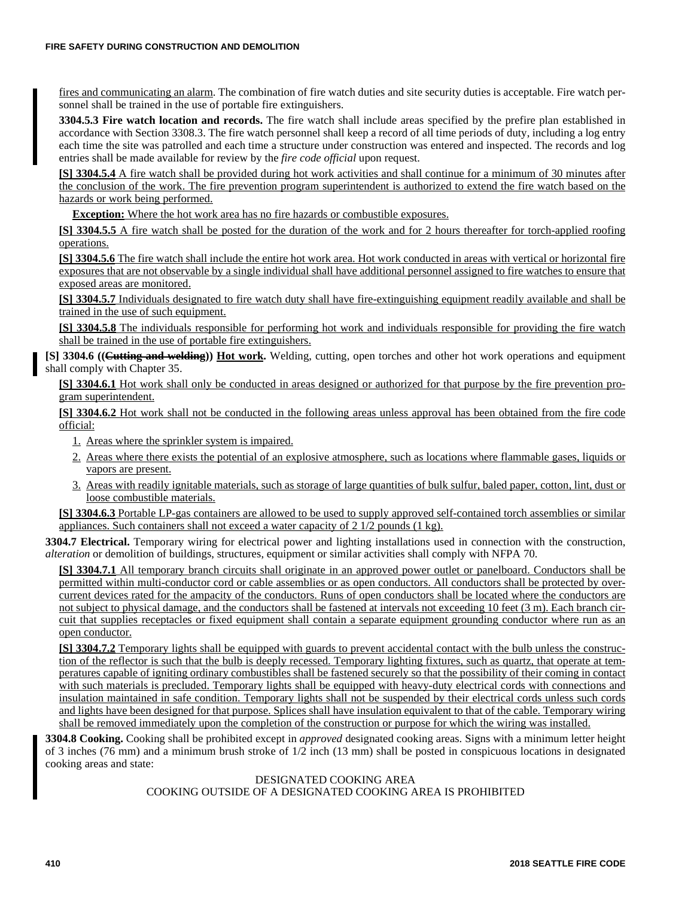fires and communicating an alarm. The combination of fire watch duties and site security duties is acceptable. Fire watch personnel shall be trained in the use of portable fire extinguishers.

**3304.5.3 Fire watch location and records.** The fire watch shall include areas specified by the prefire plan established in accordance with Section 3308.3. The fire watch personnel shall keep a record of all time periods of duty, including a log entry each time the site was patrolled and each time a structure under construction was entered and inspected. The records and log entries shall be made available for review by the *fire code official* upon request.

**[S] 3304.5.4** A fire watch shall be provided during hot work activities and shall continue for a minimum of 30 minutes after the conclusion of the work. The fire prevention program superintendent is authorized to extend the fire watch based on the hazards or work being performed.

**Exception:** Where the hot work area has no fire hazards or combustible exposures.

**[S] 3304.5.5** A fire watch shall be posted for the duration of the work and for 2 hours thereafter for torch-applied roofing operations.

**[S] 3304.5.6** The fire watch shall include the entire hot work area. Hot work conducted in areas with vertical or horizontal fire exposures that are not observable by a single individual shall have additional personnel assigned to fire watches to ensure that exposed areas are monitored.

**[S] 3304.5.7** Individuals designated to fire watch duty shall have fire-extinguishing equipment readily available and shall be trained in the use of such equipment.

**[S] 3304.5.8** The individuals responsible for performing hot work and individuals responsible for providing the fire watch shall be trained in the use of portable fire extinguishers.

**[S] 3304.6 ((~~Cutting and welding~~)) Hot work.** Welding, cutting, open torches and other hot work operations and equipment shall comply with Chapter 35.

**[S] 3304.6.1** Hot work shall only be conducted in areas designed or authorized for that purpose by the fire prevention program superintendent.

**[S] 3304.6.2** Hot work shall not be conducted in the following areas unless approval has been obtained from the fire code official:

1. Areas where the sprinkler system is impaired.
2. Areas where there exists the potential of an explosive atmosphere, such as locations where flammable gases, liquids or vapors are present.
3. Areas with readily ignitable materials, such as storage of large quantities of bulk sulfur, baled paper, cotton, lint, dust or loose combustible materials.

**[S] 3304.6.3** Portable LP-gas containers are allowed to be used to supply approved self-contained torch assemblies or similar appliances. Such containers shall not exceed a water capacity of 2 1/2 pounds (1 kg).

**3304.7 Electrical.** Temporary wiring for electrical power and lighting installations used in connection with the construction, *alteration* or demolition of buildings, structures, equipment or similar activities shall comply with NFPA 70.

**[S] 3304.7.1** All temporary branch circuits shall originate in an approved power outlet or panelboard. Conductors shall be permitted within multi-conductor cord or cable assemblies or as open conductors. All conductors shall be protected by overcurrent devices rated for the ampacity of the conductors. Runs of open conductors shall be located where the conductors are not subject to physical damage, and the conductors shall be fastened at intervals not exceeding 10 feet (3 m). Each branch circuit that supplies receptacles or fixed equipment shall contain a separate equipment grounding conductor where run as an open conductor.

**[S] 3304.7.2** Temporary lights shall be equipped with guards to prevent accidental contact with the bulb unless the construction of the reflector is such that the bulb is deeply recessed. Temporary lighting fixtures, such as quartz, that operate at temperatures capable of igniting ordinary combustibles shall be fastened securely so that the possibility of their coming in contact with such materials is precluded. Temporary lights shall be equipped with heavy-duty electrical cords with connections and insulation maintained in safe condition. Temporary lights shall not be suspended by their electrical cords unless such cords and lights have been designed for that purpose. Splices shall have insulation equivalent to that of the cable. Temporary wiring shall be removed immediately upon the completion of the construction or purpose for which the wiring was installed.

**3304.8 Cooking.** Cooking shall be prohibited except in *approved* designated cooking areas. Signs with a minimum letter height of 3 inches (76 mm) and a minimum brush stroke of 1/2 inch (13 mm) shall be posted in conspicuous locations in designated cooking areas and state:

DESIGNATED COOKING AREA
COOKING OUTSIDE OF A DESIGNATED COOKING AREA IS PROHIBITED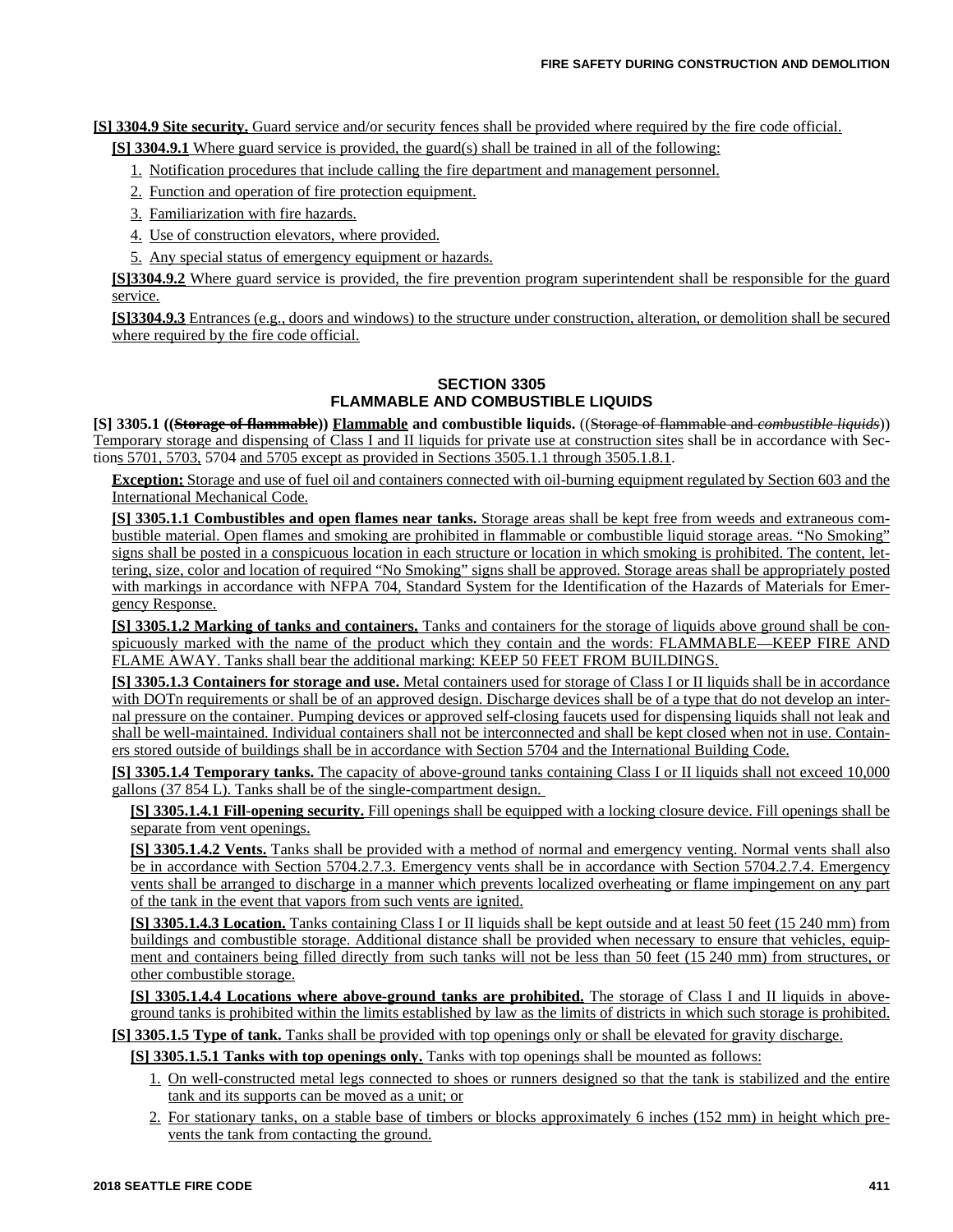**[S] 3304.9 Site security.** Guard service and/or security fences shall be provided where required by the fire code official.

**[S] 3304.9.1** Where guard service is provided, the guard(s) shall be trained in all of the following:

1. Notification procedures that include calling the fire department and management personnel.
2. Function and operation of fire protection equipment.
3. Familiarization with fire hazards.
4. Use of construction elevators, where provided.
5. Any special status of emergency equipment or hazards.

**[S]3304.9.2** Where guard service is provided, the fire prevention program superintendent shall be responsible for the guard service.

**[S]3304.9.3** Entrances (e.g., doors and windows) to the structure under construction, alteration, or demolition shall be secured where required by the fire code official.

## SECTION 3305 FLAMMABLE AND COMBUSTIBLE LIQUIDS

**[S] 3305.1 ((~~Storage of flammable~~)) Flammable and combustible liquids.** ((~~Storage of flammable and *combustible liquids*~~)) Temporary storage and dispensing of Class I and II liquids for private use at construction sites shall be in accordance with Sections 5701, 5703, 5704 and 5705 except as provided in Sections 3505.1.1 through 3505.1.8.1.

**Exception:** Storage and use of fuel oil and containers connected with oil-burning equipment regulated by Section 603 and the International Mechanical Code.

**[S] 3305.1.1 Combustibles and open flames near tanks.** Storage areas shall be kept free from weeds and extraneous combustible material. Open flames and smoking are prohibited in flammable or combustible liquid storage areas. "No Smoking" signs shall be posted in a conspicuous location in each structure or location in which smoking is prohibited. The content, lettering, size, color and location of required "No Smoking" signs shall be approved. Storage areas shall be appropriately posted with markings in accordance with NFPA 704, Standard System for the Identification of the Hazards of Materials for Emergency Response.

**[S] 3305.1.2 Marking of tanks and containers.** Tanks and containers for the storage of liquids above ground shall be conspicuously marked with the name of the product which they contain and the words: FLAMMABLE—KEEP FIRE AND FLAME AWAY. Tanks shall bear the additional marking: KEEP 50 FEET FROM BUILDINGS.

**[S] 3305.1.3 Containers for storage and use.** Metal containers used for storage of Class I or II liquids shall be in accordance with DOTn requirements or shall be of an approved design. Discharge devices shall be of a type that do not develop an internal pressure on the container. Pumping devices or approved self-closing faucets used for dispensing liquids shall not leak and shall be well-maintained. Individual containers shall not be interconnected and shall be kept closed when not in use. Containers stored outside of buildings shall be in accordance with Section 5704 and the International Building Code.

**[S] 3305.1.4 Temporary tanks.** The capacity of above-ground tanks containing Class I or II liquids shall not exceed 10,000 gallons (37 854 L). Tanks shall be of the single-compartment design.

**[S] 3305.1.4.1 Fill-opening security.** Fill openings shall be equipped with a locking closure device. Fill openings shall be separate from vent openings.

**[S] 3305.1.4.2 Vents.** Tanks shall be provided with a method of normal and emergency venting. Normal vents shall also be in accordance with Section 5704.2.7.3. Emergency vents shall be in accordance with Section 5704.2.7.4. Emergency vents shall be arranged to discharge in a manner which prevents localized overheating or flame impingement on any part of the tank in the event that vapors from such vents are ignited.

**[S] 3305.1.4.3 Location.** Tanks containing Class I or II liquids shall be kept outside and at least 50 feet (15 240 mm) from buildings and combustible storage. Additional distance shall be provided when necessary to ensure that vehicles, equipment and containers being filled directly from such tanks will not be less than 50 feet (15 240 mm) from structures, or other combustible storage.

**[S] 3305.1.4.4 Locations where above-ground tanks are prohibited.** The storage of Class I and II liquids in above-ground tanks is prohibited within the limits established by law as the limits of districts in which such storage is prohibited.

**[S] 3305.1.5 Type of tank.** Tanks shall be provided with top openings only or shall be elevated for gravity discharge.

**[S] 3305.1.5.1 Tanks with top openings only.** Tanks with top openings shall be mounted as follows:

1. On well-constructed metal legs connected to shoes or runners designed so that the tank is stabilized and the entire tank and its supports can be moved as a unit; or
2. For stationary tanks, on a stable base of timbers or blocks approximately 6 inches (152 mm) in height which prevents the tank from contacting the ground.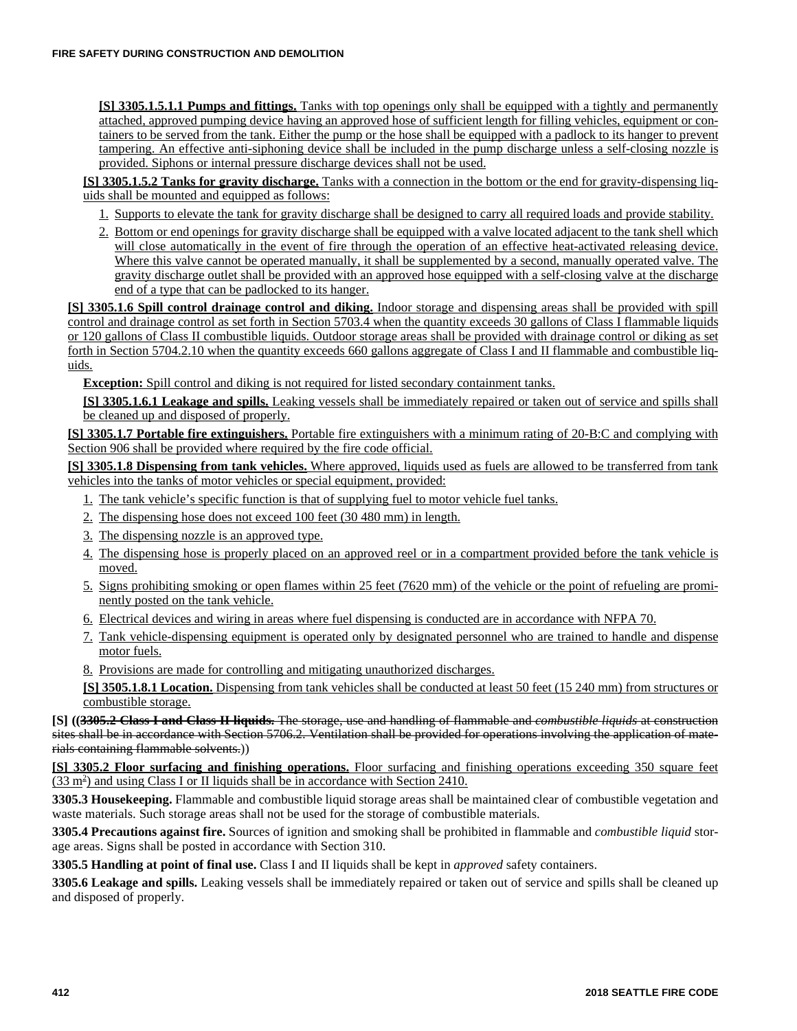**[S] 3305.1.5.1.1 Pumps and fittings.** Tanks with top openings only shall be equipped with a tightly and permanently attached, approved pumping device having an approved hose of sufficient length for filling vehicles, equipment or containers to be served from the tank. Either the pump or the hose shall be equipped with a padlock to its hanger to prevent tampering. An effective anti-siphoning device shall be included in the pump discharge unless a self-closing nozzle is provided. Siphons or internal pressure discharge devices shall not be used.

**[S] 3305.1.5.2 Tanks for gravity discharge.** Tanks with a connection in the bottom or the end for gravity-dispensing liquids shall be mounted and equipped as follows:

1. Supports to elevate the tank for gravity discharge shall be designed to carry all required loads and provide stability.
2. Bottom or end openings for gravity discharge shall be equipped with a valve located adjacent to the tank shell which will close automatically in the event of fire through the operation of an effective heat-activated releasing device. Where this valve cannot be operated manually, it shall be supplemented by a second, manually operated valve. The gravity discharge outlet shall be provided with an approved hose equipped with a self-closing valve at the discharge end of a type that can be padlocked to its hanger.

**[S] 3305.1.6 Spill control drainage control and diking.** Indoor storage and dispensing areas shall be provided with spill control and drainage control as set forth in Section 5703.4 when the quantity exceeds 30 gallons of Class I flammable liquids or 120 gallons of Class II combustible liquids. Outdoor storage areas shall be provided with drainage control or diking as set forth in Section 5704.2.10 when the quantity exceeds 660 gallons aggregate of Class I and II flammable and combustible liquids.

**Exception:** Spill control and diking is not required for listed secondary containment tanks.

**[S] 3305.1.6.1 Leakage and spills.** Leaking vessels shall be immediately repaired or taken out of service and spills shall be cleaned up and disposed of properly.

**[S] 3305.1.7 Portable fire extinguishers.** Portable fire extinguishers with a minimum rating of 20-B:C and complying with Section 906 shall be provided where required by the fire code official.

**[S] 3305.1.8 Dispensing from tank vehicles.** Where approved, liquids used as fuels are allowed to be transferred from tank vehicles into the tanks of motor vehicles or special equipment, provided:

1. The tank vehicle's specific function is that of supplying fuel to motor vehicle fuel tanks.
2. The dispensing hose does not exceed 100 feet (30 480 mm) in length.
3. The dispensing nozzle is an approved type.
4. The dispensing hose is properly placed on an approved reel or in a compartment provided before the tank vehicle is moved.
5. Signs prohibiting smoking or open flames within 25 feet (7620 mm) of the vehicle or the point of refueling are prominently posted on the tank vehicle.
6. Electrical devices and wiring in areas where fuel dispensing is conducted are in accordance with NFPA 70.
7. Tank vehicle-dispensing equipment is operated only by designated personnel who are trained to handle and dispense motor fuels.
8. Provisions are made for controlling and mitigating unauthorized discharges.

**[S] 3505.1.8.1 Location.** Dispensing from tank vehicles shall be conducted at least 50 feet (15 240 mm) from structures or combustible storage.

**[S] ((~~3305.2 Class I and Class II liquids.~~** ~~The storage, use and handling of flammable and *combustible liquids* at construction sites shall be in accordance with Section 5706.2. Ventilation shall be provided for operations involving the application of materials containing flammable solvents.~~))

**[S] 3305.2 Floor surfacing and finishing operations.** Floor surfacing and finishing operations exceeding 350 square feet ($33 m^2$) and using Class I or II liquids shall be in accordance with Section 2410.

**3305.3 Housekeeping.** Flammable and combustible liquid storage areas shall be maintained clear of combustible vegetation and waste materials. Such storage areas shall not be used for the storage of combustible materials.

**3305.4 Precautions against fire.** Sources of ignition and smoking shall be prohibited in flammable and *combustible liquid* storage areas. Signs shall be posted in accordance with Section 310.

**3305.5 Handling at point of final use.** Class I and II liquids shall be kept in *approved* safety containers.

**3305.6 Leakage and spills.** Leaking vessels shall be immediately repaired or taken out of service and spills shall be cleaned up and disposed of properly.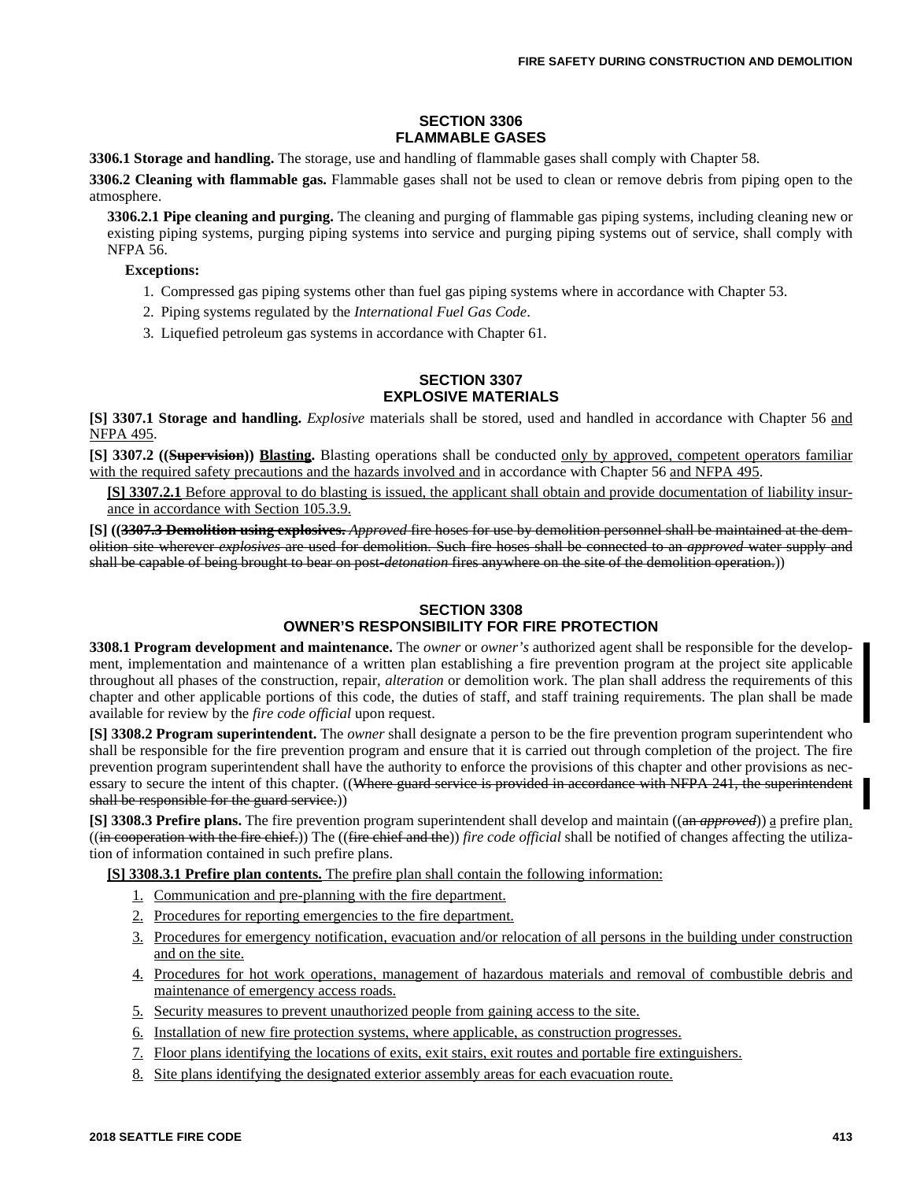## SECTION 3306
## FLAMMABLE GASES

**3306.1 Storage and handling.** The storage, use and handling of flammable gases shall comply with Chapter 58.

**3306.2 Cleaning with flammable gas.** Flammable gases shall not be used to clean or remove debris from piping open to the atmosphere.

**3306.2.1 Pipe cleaning and purging.** The cleaning and purging of flammable gas piping systems, including cleaning new or existing piping systems, purging piping systems into service and purging piping systems out of service, shall comply with NFPA 56.

**Exceptions:**

1. Compressed gas piping systems other than fuel gas piping systems where in accordance with Chapter 53.
2. Piping systems regulated by the *International Fuel Gas Code*.
3. Liquefied petroleum gas systems in accordance with Chapter 61.

## SECTION 3307
## EXPLOSIVE MATERIALS

**[S] 3307.1 Storage and handling.** *Explosive* materials shall be stored, used and handled in accordance with Chapter 56 <u>and NFPA 495</u>.

**[S] 3307.2 ((~~Supervision~~)) <u>Blasting</u>.** Blasting operations shall be conducted <u>only by approved, competent operators familiar with the required safety precautions and the hazards involved and</u> in accordance with Chapter 56 <u>and NFPA 495</u>.

<u>**[S] 3307.2.1** Before approval to do blasting is issued, the applicant shall obtain and provide documentation of liability insurance in accordance with Section 105.3.9.</u>

**[S]** ((~~**3307.3 Demolition using explosives.** *Approved* fire hoses for use by demolition personnel shall be maintained at the demolition site wherever *explosives* are used for demolition. Such fire hoses shall be connected to an *approved* water supply and shall be capable of being brought to bear on post-*detonation* fires anywhere on the site of the demolition operation.~~))

## SECTION 3308
## OWNER'S RESPONSIBILITY FOR FIRE PROTECTION

**3308.1 Program development and maintenance.** The *owner* or *owner's* authorized agent shall be responsible for the development, implementation and maintenance of a written plan establishing a fire prevention program at the project site applicable throughout all phases of the construction, repair, *alteration* or demolition work. The plan shall address the requirements of this chapter and other applicable portions of this code, the duties of staff, and staff training requirements. The plan shall be made available for review by the *fire code official* upon request.

**[S] 3308.2 Program superintendent.** The *owner* shall designate a person to be the fire prevention program superintendent who shall be responsible for the fire prevention program and ensure that it is carried out through completion of the project. The fire prevention program superintendent shall have the authority to enforce the provisions of this chapter and other provisions as necessary to secure the intent of this chapter. ((~~Where guard service is provided in accordance with NFPA 241, the superintendent shall be responsible for the guard service.~~))

**[S] 3308.3 Prefire plans.** The fire prevention program superintendent shall develop and maintain ((~~an *approved*~~)) <u>a</u> prefire plan<u>.</u> ((~~in cooperation with the fire chief.~~)) The ((~~fire chief and the~~)) *fire code official* shall be notified of changes affecting the utilization of information contained in such prefire plans.

<u>**[S] 3308.3.1 Prefire plan contents.** The prefire plan shall contain the following information:</u>

1. <u>Communication and pre-planning with the fire department.</u>
2. <u>Procedures for reporting emergencies to the fire department.</u>
3. <u>Procedures for emergency notification, evacuation and/or relocation of all persons in the building under construction and on the site.</u>
4. <u>Procedures for hot work operations, management of hazardous materials and removal of combustible debris and maintenance of emergency access roads.</u>
5. <u>Security measures to prevent unauthorized people from gaining access to the site.</u>
6. <u>Installation of new fire protection systems, where applicable, as construction progresses.</u>
7. <u>Floor plans identifying the locations of exits, exit stairs, exit routes and portable fire extinguishers.</u>
8. <u>Site plans identifying the designated exterior assembly areas for each evacuation route.</u>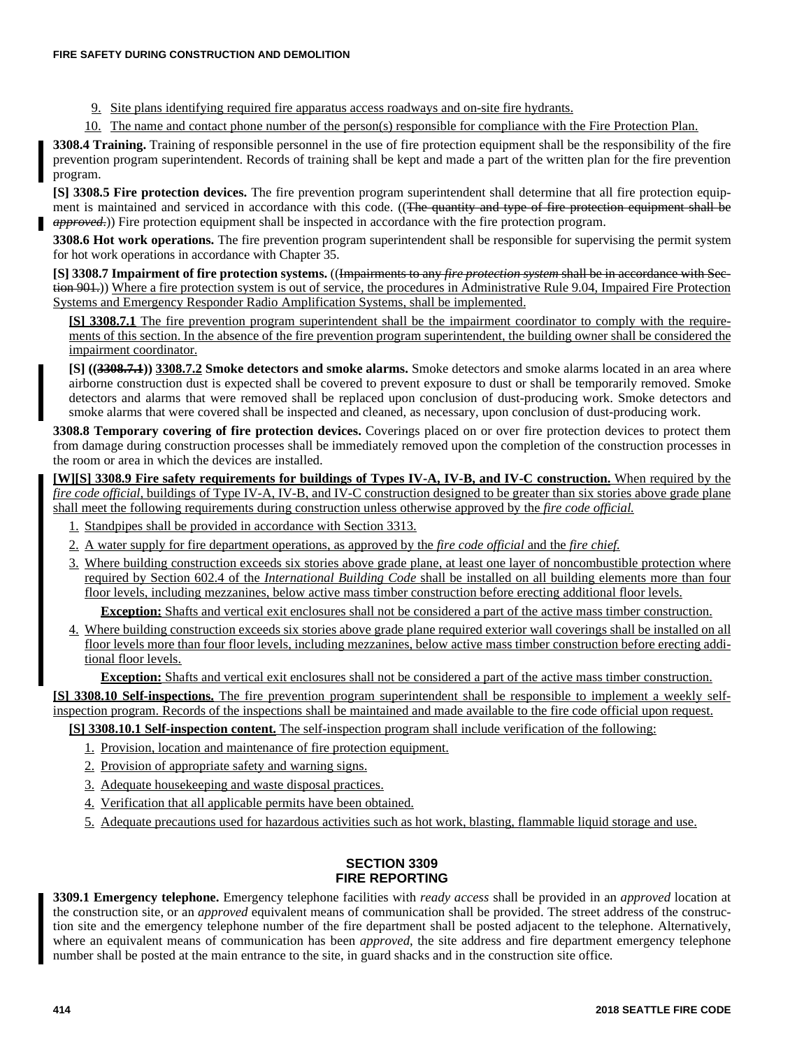9. Site plans identifying required fire apparatus access roadways and on-site fire hydrants.
10. The name and contact phone number of the person(s) responsible for compliance with the Fire Protection Plan.

**3308.4 Training.** Training of responsible personnel in the use of fire protection equipment shall be the responsibility of the fire prevention program superintendent. Records of training shall be kept and made a part of the written plan for the fire prevention program.

**[S] 3308.5 Fire protection devices.** The fire prevention program superintendent shall determine that all fire protection equipment is maintained and serviced in accordance with this code. ((~~The quantity and type of fire protection equipment shall be *approved*.~~)) Fire protection equipment shall be inspected in accordance with the fire protection program.

**3308.6 Hot work operations.** The fire prevention program superintendent shall be responsible for supervising the permit system for hot work operations in accordance with Chapter 35.

**[S] 3308.7 Impairment of fire protection systems.** ((~~Impairments to any *fire protection system* shall be in accordance with Section 901.~~)) Where a fire protection system is out of service, the procedures in Administrative Rule 9.04, Impaired Fire Protection Systems and Emergency Responder Radio Amplification Systems, shall be implemented.

**[S] 3308.7.1** The fire prevention program superintendent shall be the impairment coordinator to comply with the requirements of this section. In the absence of the fire prevention program superintendent, the building owner shall be considered the impairment coordinator.

**[S] ((~~3308.7.1~~)) 3308.7.2 Smoke detectors and smoke alarms.** Smoke detectors and smoke alarms located in an area where airborne construction dust is expected shall be covered to prevent exposure to dust or shall be temporarily removed. Smoke detectors and alarms that were removed shall be replaced upon conclusion of dust-producing work. Smoke detectors and smoke alarms that were covered shall be inspected and cleaned, as necessary, upon conclusion of dust-producing work.

**3308.8 Temporary covering of fire protection devices.** Coverings placed on or over fire protection devices to protect them from damage during construction processes shall be immediately removed upon the completion of the construction processes in the room or area in which the devices are installed.

**[W][S] 3308.9 Fire safety requirements for buildings of Types IV-A, IV-B, and IV-C construction.** When required by the *fire code official*, buildings of Type IV-A, IV-B, and IV-C construction designed to be greater than six stories above grade plane shall meet the following requirements during construction unless otherwise approved by the *fire code official.*

1. Standpipes shall be provided in accordance with Section 3313.
2. A water supply for fire department operations, as approved by the *fire code official* and the *fire chief.*
3. Where building construction exceeds six stories above grade plane, at least one layer of noncombustible protection where required by Section 602.4 of the *International Building Code* shall be installed on all building elements more than four floor levels, including mezzanines, below active mass timber construction before erecting additional floor levels.

   **Exception:** Shafts and vertical exit enclosures shall not be considered a part of the active mass timber construction.

4. Where building construction exceeds six stories above grade plane required exterior wall coverings shall be installed on all floor levels more than four floor levels, including mezzanines, below active mass timber construction before erecting additional floor levels.

   **Exception:** Shafts and vertical exit enclosures shall not be considered a part of the active mass timber construction.

**[S] 3308.10 Self-inspections.** The fire prevention program superintendent shall be responsible to implement a weekly self-inspection program. Records of the inspections shall be maintained and made available to the fire code official upon request.

**[S] 3308.10.1 Self-inspection content.** The self-inspection program shall include verification of the following:

1. Provision, location and maintenance of fire protection equipment.
2. Provision of appropriate safety and warning signs.
3. Adequate housekeeping and waste disposal practices.
4. Verification that all applicable permits have been obtained.
5. Adequate precautions used for hazardous activities such as hot work, blasting, flammable liquid storage and use.

## SECTION 3309
## FIRE REPORTING

**3309.1 Emergency telephone.** Emergency telephone facilities with *ready access* shall be provided in an *approved* location at the construction site, or an *approved* equivalent means of communication shall be provided. The street address of the construction site and the emergency telephone number of the fire department shall be posted adjacent to the telephone. Alternatively, where an equivalent means of communication has been *approved*, the site address and fire department emergency telephone number shall be posted at the main entrance to the site, in guard shacks and in the construction site office.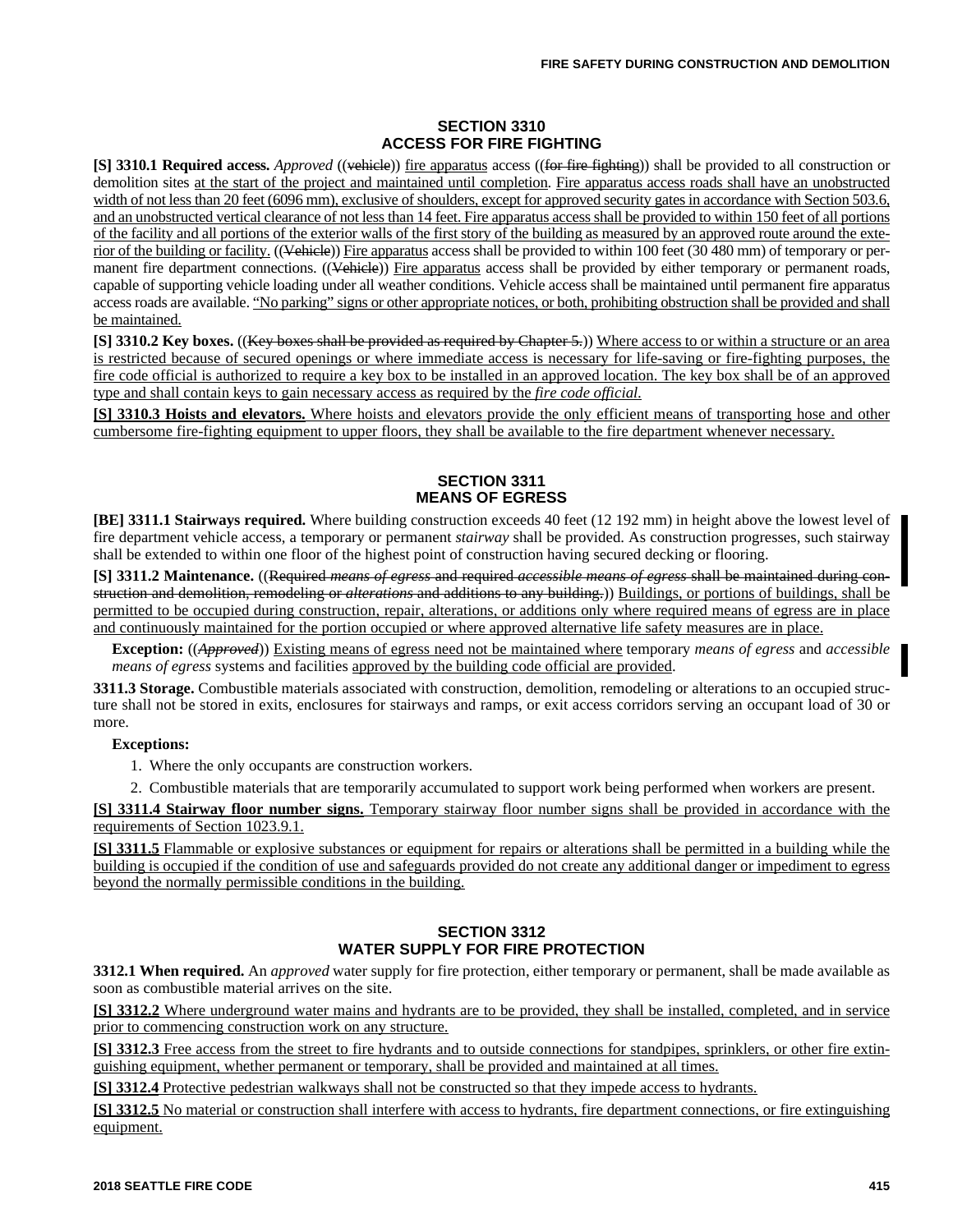## SECTION 3310
## ACCESS FOR FIRE FIGHTING

**[S] 3310.1 Required access.** *Approved* ((~~vehicle~~)) fire apparatus access ((~~for fire fighting~~)) shall be provided to all construction or demolition sites at the start of the project and maintained until completion. Fire apparatus access roads shall have an unobstructed width of not less than 20 feet (6096 mm), exclusive of shoulders, except for approved security gates in accordance with Section 503.6, and an unobstructed vertical clearance of not less than 14 feet. Fire apparatus access shall be provided to within 150 feet of all portions of the facility and all portions of the exterior walls of the first story of the building as measured by an approved route around the exterior of the building or facility. ((~~Vehicle~~)) Fire apparatus access shall be provided to within 100 feet (30 480 mm) of temporary or permanent fire department connections. ((~~Vehicle~~)) Fire apparatus access shall be provided by either temporary or permanent roads, capable of supporting vehicle loading under all weather conditions. Vehicle access shall be maintained until permanent fire apparatus access roads are available. "No parking" signs or other appropriate notices, or both, prohibiting obstruction shall be provided and shall be maintained.

**[S] 3310.2 Key boxes.** ((~~Key boxes shall be provided as required by Chapter 5.~~)) Where access to or within a structure or an area is restricted because of secured openings or where immediate access is necessary for life-saving or fire-fighting purposes, the fire code official is authorized to require a key box to be installed in an approved location. The key box shall be of an approved type and shall contain keys to gain necessary access as required by the *fire code official*.

**[S] 3310.3 Hoists and elevators.** Where hoists and elevators provide the only efficient means of transporting hose and other cumbersome fire-fighting equipment to upper floors, they shall be available to the fire department whenever necessary.

## SECTION 3311
## MEANS OF EGRESS

**[BE] 3311.1 Stairways required.** Where building construction exceeds 40 feet (12 192 mm) in height above the lowest level of fire department vehicle access, a temporary or permanent *stairway* shall be provided. As construction progresses, such stairway shall be extended to within one floor of the highest point of construction having secured decking or flooring.

**[S] 3311.2 Maintenance.** ((~~Required *means of egress* and required *accessible means of egress* shall be maintained during construction and demolition, remodeling or *alterations* and additions to any building.~~)) Buildings, or portions of buildings, shall be permitted to be occupied during construction, repair, alterations, or additions only where required means of egress are in place and continuously maintained for the portion occupied or where approved alternative life safety measures are in place.

**Exception:** ((~~*Approved*~~)) Existing means of egress need not be maintained where temporary *means of egress* and *accessible means of egress* systems and facilities approved by the building code official are provided.

**3311.3 Storage.** Combustible materials associated with construction, demolition, remodeling or alterations to an occupied structure shall not be stored in exits, enclosures for stairways and ramps, or exit access corridors serving an occupant load of 30 or more.

**Exceptions:**

1. Where the only occupants are construction workers.
2. Combustible materials that are temporarily accumulated to support work being performed when workers are present.

**[S] 3311.4 Stairway floor number signs.** Temporary stairway floor number signs shall be provided in accordance with the requirements of Section 1023.9.1.

**[S] 3311.5** Flammable or explosive substances or equipment for repairs or alterations shall be permitted in a building while the building is occupied if the condition of use and safeguards provided do not create any additional danger or impediment to egress beyond the normally permissible conditions in the building.

## SECTION 3312
## WATER SUPPLY FOR FIRE PROTECTION

**3312.1 When required.** An *approved* water supply for fire protection, either temporary or permanent, shall be made available as soon as combustible material arrives on the site.

**[S] 3312.2** Where underground water mains and hydrants are to be provided, they shall be installed, completed, and in service prior to commencing construction work on any structure.

**[S] 3312.3** Free access from the street to fire hydrants and to outside connections for standpipes, sprinklers, or other fire extinguishing equipment, whether permanent or temporary, shall be provided and maintained at all times.

**[S] 3312.4** Protective pedestrian walkways shall not be constructed so that they impede access to hydrants.

**[S] 3312.5** No material or construction shall interfere with access to hydrants, fire department connections, or fire extinguishing equipment.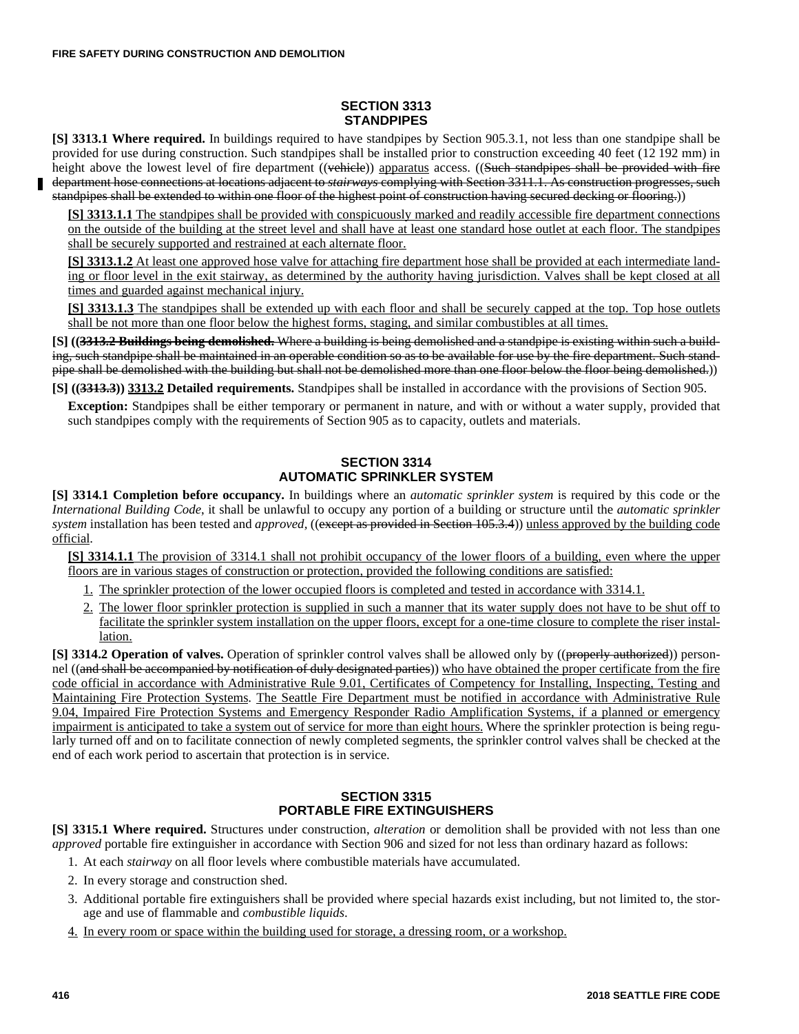## SECTION 3313
## STANDPIPES

**[S] 3313.1 Where required.** In buildings required to have standpipes by Section 905.3.1, not less than one standpipe shall be provided for use during construction. Such standpipes shall be installed prior to construction exceeding 40 feet (12 192 mm) in height above the lowest level of fire department ((~~vehicle~~)) apparatus access. ((~~Such standpipes shall be provided with fire department hose connections at locations adjacent to *stairways* complying with Section 3311.1. As construction progresses, such standpipes shall be extended to within one floor of the highest point of construction having secured decking or flooring.~~))

**[S] 3313.1.1** The standpipes shall be provided with conspicuously marked and readily accessible fire department connections on the outside of the building at the street level and shall have at least one standard hose outlet at each floor. The standpipes shall be securely supported and restrained at each alternate floor.

**[S] 3313.1.2** At least one approved hose valve for attaching fire department hose shall be provided at each intermediate landing or floor level in the exit stairway, as determined by the authority having jurisdiction. Valves shall be kept closed at all times and guarded against mechanical injury.

**[S] 3313.1.3** The standpipes shall be extended up with each floor and shall be securely capped at the top. Top hose outlets shall be not more than one floor below the highest forms, staging, and similar combustibles at all times.

**[S] ((~~3313.2 Buildings being demolished.~~** ~~Where a building is being demolished and a standpipe is existing within such a building, such standpipe shall be maintained in an operable condition so as to be available for use by the fire department. Such standpipe shall be demolished with the building but shall not be demolished more than one floor below the floor being demolished.~~))

**[S] ((~~3313.3~~)) 3313.2 Detailed requirements.** Standpipes shall be installed in accordance with the provisions of Section 905.

**Exception:** Standpipes shall be either temporary or permanent in nature, and with or without a water supply, provided that such standpipes comply with the requirements of Section 905 as to capacity, outlets and materials.

## SECTION 3314
## AUTOMATIC SPRINKLER SYSTEM

**[S] 3314.1 Completion before occupancy.** In buildings where an *automatic sprinkler system* is required by this code or the *International Building Code*, it shall be unlawful to occupy any portion of a building or structure until the *automatic sprinkler system* installation has been tested and *approved*, ((~~except as provided in Section 105.3.4~~)) unless approved by the building code official.

**[S] 3314.1.1** The provision of 3314.1 shall not prohibit occupancy of the lower floors of a building, even where the upper floors are in various stages of construction or protection, provided the following conditions are satisfied:

1. The sprinkler protection of the lower occupied floors is completed and tested in accordance with 3314.1.
2. The lower floor sprinkler protection is supplied in such a manner that its water supply does not have to be shut off to facilitate the sprinkler system installation on the upper floors, except for a one-time closure to complete the riser installation.

**[S] 3314.2 Operation of valves.** Operation of sprinkler control valves shall be allowed only by ((~~properly authorized~~)) personnel ((~~and shall be accompanied by notification of duly designated parties~~)) who have obtained the proper certificate from the fire code official in accordance with Administrative Rule 9.01, Certificates of Competency for Installing, Inspecting, Testing and Maintaining Fire Protection Systems. The Seattle Fire Department must be notified in accordance with Administrative Rule 9.04, Impaired Fire Protection Systems and Emergency Responder Radio Amplification Systems, if a planned or emergency impairment is anticipated to take a system out of service for more than eight hours. Where the sprinkler protection is being regularly turned off and on to facilitate connection of newly completed segments, the sprinkler control valves shall be checked at the end of each work period to ascertain that protection is in service.

## SECTION 3315
## PORTABLE FIRE EXTINGUISHERS

**[S] 3315.1 Where required.** Structures under construction, *alteration* or demolition shall be provided with not less than one *approved* portable fire extinguisher in accordance with Section 906 and sized for not less than ordinary hazard as follows:

1. At each *stairway* on all floor levels where combustible materials have accumulated.
2. In every storage and construction shed.
3. Additional portable fire extinguishers shall be provided where special hazards exist including, but not limited to, the storage and use of flammable and *combustible liquids*.
4. In every room or space within the building used for storage, a dressing room, or a workshop.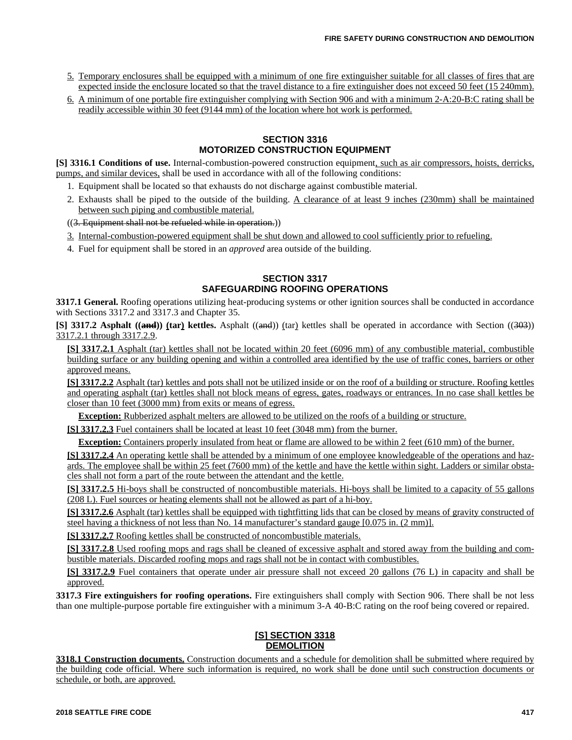5. Temporary enclosures shall be equipped with a minimum of one fire extinguisher suitable for all classes of fires that are expected inside the enclosure located so that the travel distance to a fire extinguisher does not exceed 50 feet (15 240mm).
6. A minimum of one portable fire extinguisher complying with Section 906 and with a minimum 2-A:20-B:C rating shall be readily accessible within 30 feet (9144 mm) of the location where hot work is performed.

## SECTION 3316
## MOTORIZED CONSTRUCTION EQUIPMENT

**[S] 3316.1 Conditions of use.** Internal-combustion-powered construction equipment, such as air compressors, hoists, derricks, pumps, and similar devices, shall be used in accordance with all of the following conditions:

1. Equipment shall be located so that exhausts do not discharge against combustible material.
2. Exhausts shall be piped to the outside of the building. A clearance of at least 9 inches (230mm) shall be maintained between such piping and combustible material.

((~~3. Equipment shall not be refueled while in operation.~~))

3. Internal-combustion-powered equipment shall be shut down and allowed to cool sufficiently prior to refueling.
4. Fuel for equipment shall be stored in an *approved* area outside of the building.

## SECTION 3317
## SAFEGUARDING ROOFING OPERATIONS

**3317.1 General.** Roofing operations utilizing heat-producing systems or other ignition sources shall be conducted in accordance with Sections 3317.2 and 3317.3 and Chapter 35.

**[S] 3317.2 Asphalt ((~~and~~)) (tar) kettles.** Asphalt ((~~and~~)) (tar) kettles shall be operated in accordance with Section ((~~303~~)) 3317.2.1 through 3317.2.9.

**[S] 3317.2.1** Asphalt (tar) kettles shall not be located within 20 feet (6096 mm) of any combustible material, combustible building surface or any building opening and within a controlled area identified by the use of traffic cones, barriers or other approved means.

**[S] 3317.2.2** Asphalt (tar) kettles and pots shall not be utilized inside or on the roof of a building or structure. Roofing kettles and operating asphalt (tar) kettles shall not block means of egress, gates, roadways or entrances. In no case shall kettles be closer than 10 feet (3000 mm) from exits or means of egress.

**Exception:** Rubberized asphalt melters are allowed to be utilized on the roofs of a building or structure.

**[S] 3317.2.3** Fuel containers shall be located at least 10 feet (3048 mm) from the burner.

**Exception:** Containers properly insulated from heat or flame are allowed to be within 2 feet (610 mm) of the burner.

**[S] 3317.2.4** An operating kettle shall be attended by a minimum of one employee knowledgeable of the operations and hazards. The employee shall be within 25 feet (7600 mm) of the kettle and have the kettle within sight. Ladders or similar obstacles shall not form a part of the route between the attendant and the kettle.

**[S] 3317.2.5** Hi-boys shall be constructed of noncombustible materials. Hi-boys shall be limited to a capacity of 55 gallons (208 L). Fuel sources or heating elements shall not be allowed as part of a hi-boy.

**[S] 3317.2.6** Asphalt (tar) kettles shall be equipped with tightfitting lids that can be closed by means of gravity constructed of steel having a thickness of not less than No. 14 manufacturer's standard gauge [0.075 in. (2 mm)].

**[S] 3317.2.7** Roofing kettles shall be constructed of noncombustible materials.

**[S] 3317.2.8** Used roofing mops and rags shall be cleaned of excessive asphalt and stored away from the building and combustible materials. Discarded roofing mops and rags shall not be in contact with combustibles.

**[S] 3317.2.9** Fuel containers that operate under air pressure shall not exceed 20 gallons (76 L) in capacity and shall be approved.

**3317.3 Fire extinguishers for roofing operations.** Fire extinguishers shall comply with Section 906. There shall be not less than one multiple-purpose portable fire extinguisher with a minimum 3-A 40-B:C rating on the roof being covered or repaired.

## [S] SECTION 3318
## DEMOLITION

**3318.1 Construction documents.** Construction documents and a schedule for demolition shall be submitted where required by the building code official. Where such information is required, no work shall be done until such construction documents or schedule, or both, are approved.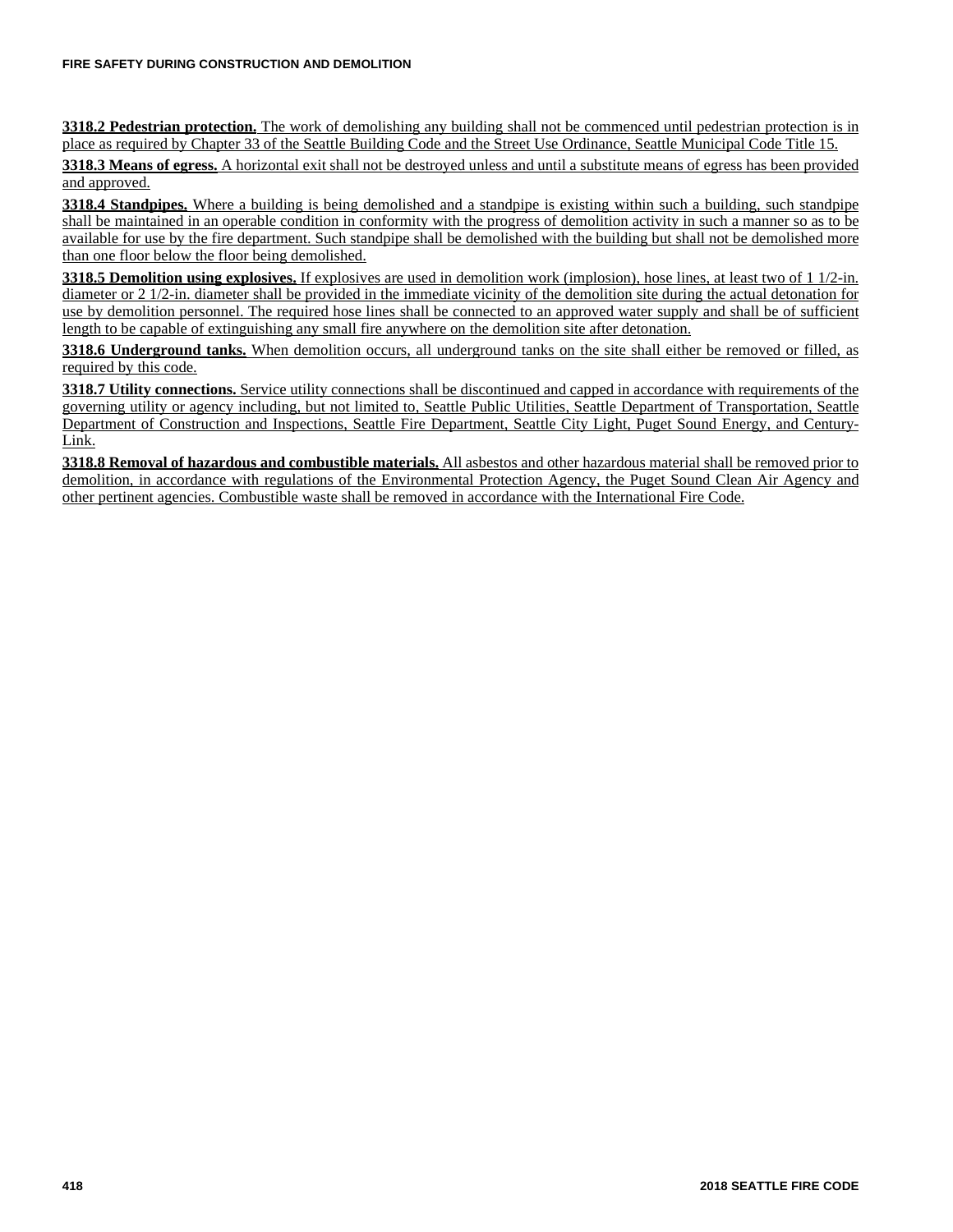**3318.2 Pedestrian protection.** The work of demolishing any building shall not be commenced until pedestrian protection is in place as required by Chapter 33 of the Seattle Building Code and the Street Use Ordinance, Seattle Municipal Code Title 15.

**3318.3 Means of egress.** A horizontal exit shall not be destroyed unless and until a substitute means of egress has been provided and approved.

**3318.4 Standpipes.** Where a building is being demolished and a standpipe is existing within such a building, such standpipe shall be maintained in an operable condition in conformity with the progress of demolition activity in such a manner so as to be available for use by the fire department. Such standpipe shall be demolished with the building but shall not be demolished more than one floor below the floor being demolished.

**3318.5 Demolition using explosives.** If explosives are used in demolition work (implosion), hose lines, at least two of 1 1/2-in. diameter or 2 1/2-in. diameter shall be provided in the immediate vicinity of the demolition site during the actual detonation for use by demolition personnel. The required hose lines shall be connected to an approved water supply and shall be of sufficient length to be capable of extinguishing any small fire anywhere on the demolition site after detonation.

**3318.6 Underground tanks.** When demolition occurs, all underground tanks on the site shall either be removed or filled, as required by this code.

**3318.7 Utility connections.** Service utility connections shall be discontinued and capped in accordance with requirements of the governing utility or agency including, but not limited to, Seattle Public Utilities, Seattle Department of Transportation, Seattle Department of Construction and Inspections, Seattle Fire Department, Seattle City Light, Puget Sound Energy, and Century-Link.

**3318.8 Removal of hazardous and combustible materials.** All asbestos and other hazardous material shall be removed prior to demolition, in accordance with regulations of the Environmental Protection Agency, the Puget Sound Clean Air Agency and other pertinent agencies. Combustible waste shall be removed in accordance with the International Fire Code.